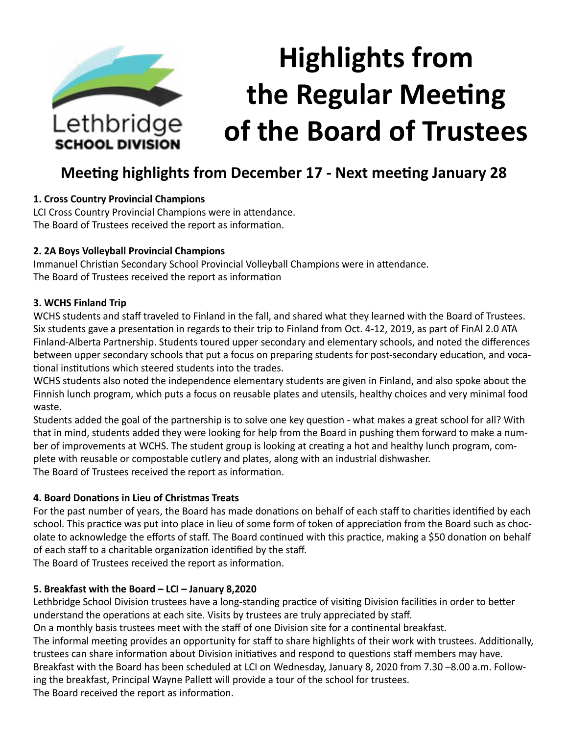Lethbridge SCHOOL DIVISION

# Highlights from the Regular Meeting of the Board of Trustees

## Meeting highlights from December 17 - Next meeting January 28

### 1. Cross Country Provincial Champions

LCI Cross Country Provincial Champions were in attendance.
The Board of Trustees received the report as information.

### 2. 2A Boys Volleyball Provincial Champions

Immanuel Christian Secondary School Provincial Volleyball Champions were in attendance.
The Board of Trustees received the report as information

### 3. WCHS Finland Trip

WCHS students and staff traveled to Finland in the fall, and shared what they learned with the Board of Trustees. Six students gave a presentation in regards to their trip to Finland from Oct. 4-12, 2019, as part of FinAl 2.0 ATA Finland-Alberta Partnership. Students toured upper secondary and elementary schools, and noted the differences between upper secondary schools that put a focus on preparing students for post-secondary education, and vocational institutions which steered students into the trades.

WCHS students also noted the independence elementary students are given in Finland, and also spoke about the Finnish lunch program, which puts a focus on reusable plates and utensils, healthy choices and very minimal food waste.

Students added the goal of the partnership is to solve one key question - what makes a great school for all? With that in mind, students added they were looking for help from the Board in pushing them forward to make a number of improvements at WCHS. The student group is looking at creating a hot and healthy lunch program, complete with reusable or compostable cutlery and plates, along with an industrial dishwasher.
The Board of Trustees received the report as information.

### 4. Board Donations in Lieu of Christmas Treats

For the past number of years, the Board has made donations on behalf of each staff to charities identified by each school. This practice was put into place in lieu of some form of token of appreciation from the Board such as chocolate to acknowledge the efforts of staff. The Board continued with this practice, making a $50 donation on behalf of each staff to a charitable organization identified by the staff.
The Board of Trustees received the report as information.

### 5. Breakfast with the Board – LCI – January 8,2020

Lethbridge School Division trustees have a long-standing practice of visiting Division facilities in order to better understand the operations at each site. Visits by trustees are truly appreciated by staff.
On a monthly basis trustees meet with the staff of one Division site for a continental breakfast.
The informal meeting provides an opportunity for staff to share highlights of their work with trustees. Additionally, trustees can share information about Division initiatives and respond to questions staff members may have.
Breakfast with the Board has been scheduled at LCI on Wednesday, January 8, 2020 from 7.30 –8.00 a.m. Following the breakfast, Principal Wayne Pallett will provide a tour of the school for trustees.
The Board received the report as information.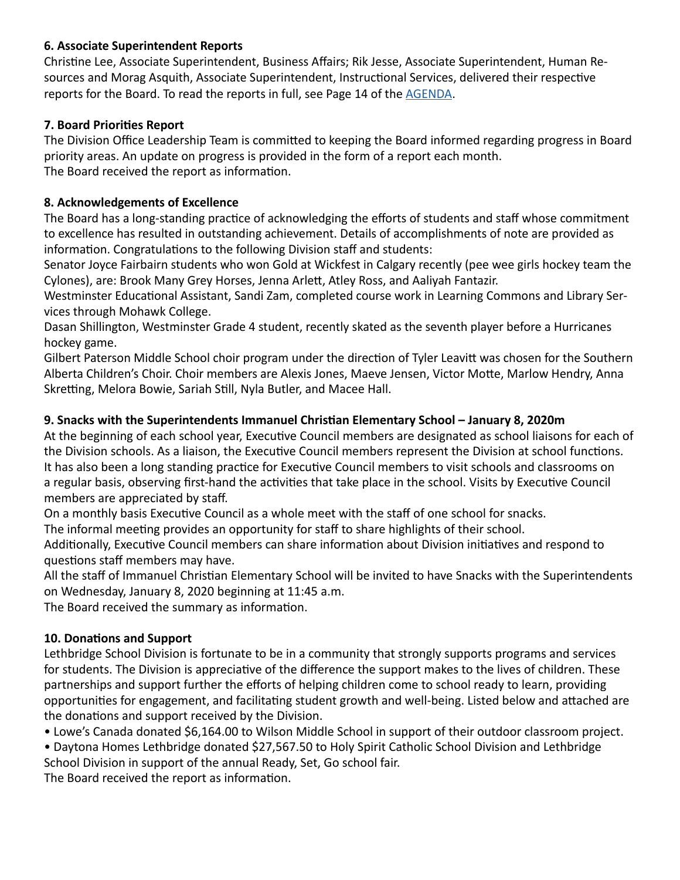**6. Associate Superintendent Reports**

Christine Lee, Associate Superintendent, Business Affairs; Rik Jesse, Associate Superintendent, Human Resources and Morag Asquith, Associate Superintendent, Instructional Services, delivered their respective reports for the Board. To read the reports in full, see Page 14 of the AGENDA.

**7. Board Priorities Report**

The Division Office Leadership Team is committed to keeping the Board informed regarding progress in Board priority areas. An update on progress is provided in the form of a report each month.
The Board received the report as information.

**8. Acknowledgements of Excellence**

The Board has a long-standing practice of acknowledging the efforts of students and staff whose commitment to excellence has resulted in outstanding achievement. Details of accomplishments of note are provided as information. Congratulations to the following Division staff and students:
Senator Joyce Fairbairn students who won Gold at Wickfest in Calgary recently (pee wee girls hockey team the Cylones), are: Brook Many Grey Horses, Jenna Arlett, Atley Ross, and Aaliyah Fantazir.
Westminster Educational Assistant, Sandi Zam, completed course work in Learning Commons and Library Services through Mohawk College.
Dasan Shillington, Westminster Grade 4 student, recently skated as the seventh player before a Hurricanes hockey game.
Gilbert Paterson Middle School choir program under the direction of Tyler Leavitt was chosen for the Southern Alberta Children's Choir. Choir members are Alexis Jones, Maeve Jensen, Victor Motte, Marlow Hendry, Anna Skretting, Melora Bowie, Sariah Still, Nyla Butler, and Macee Hall.

**9. Snacks with the Superintendents Immanuel Christian Elementary School – January 8, 2020m**

At the beginning of each school year, Executive Council members are designated as school liaisons for each of the Division schools. As a liaison, the Executive Council members represent the Division at school functions. It has also been a long standing practice for Executive Council members to visit schools and classrooms on a regular basis, observing first-hand the activities that take place in the school. Visits by Executive Council members are appreciated by staff.
On a monthly basis Executive Council as a whole meet with the staff of one school for snacks.
The informal meeting provides an opportunity for staff to share highlights of their school.
Additionally, Executive Council members can share information about Division initiatives and respond to questions staff members may have.
All the staff of Immanuel Christian Elementary School will be invited to have Snacks with the Superintendents on Wednesday, January 8, 2020 beginning at 11:45 a.m.
The Board received the summary as information.

**10. Donations and Support**

Lethbridge School Division is fortunate to be in a community that strongly supports programs and services for students. The Division is appreciative of the difference the support makes to the lives of children. These partnerships and support further the efforts of helping children come to school ready to learn, providing opportunities for engagement, and facilitating student growth and well-being. Listed below and attached are the donations and support received by the Division.

- Lowe's Canada donated $6,164.00 to Wilson Middle School in support of their outdoor classroom project.
- Daytona Homes Lethbridge donated $27,567.50 to Holy Spirit Catholic School Division and Lethbridge School Division in support of the annual Ready, Set, Go school fair.

The Board received the report as information.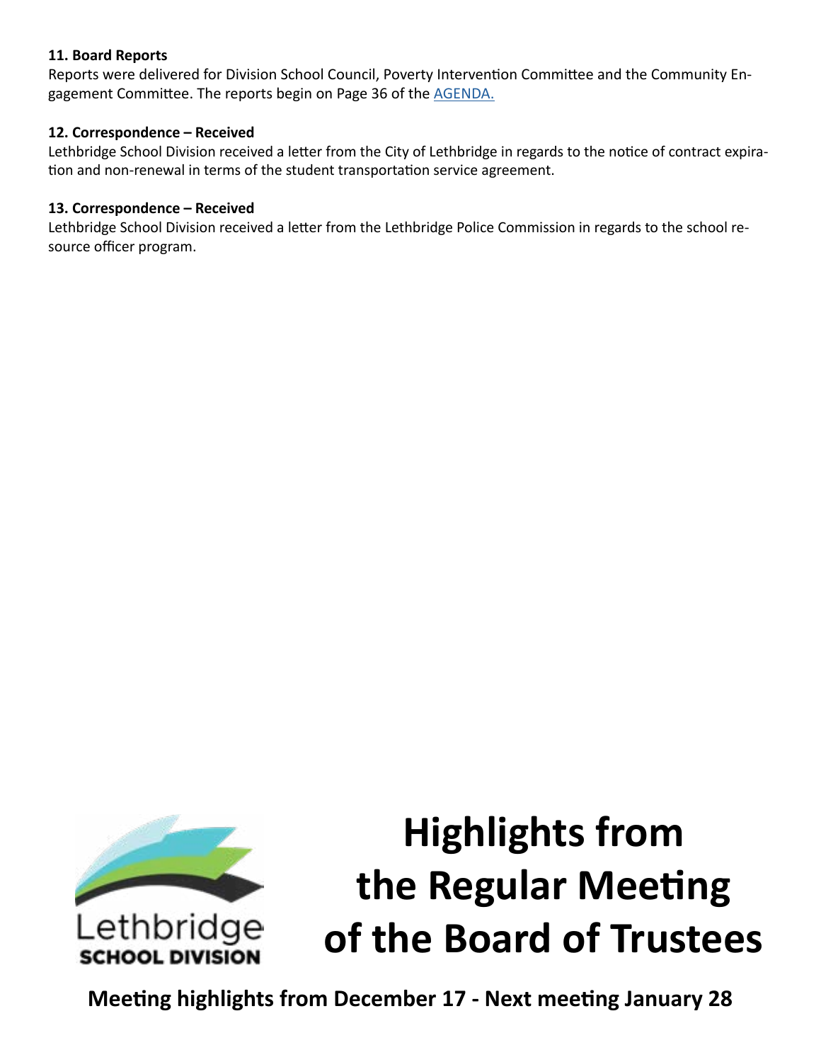**11. Board Reports**

Reports were delivered for Division School Council, Poverty Intervention Committee and the Community Engagement Committee. The reports begin on Page 36 of the [AGENDA.]

**12. Correspondence – Received**

Lethbridge School Division received a letter from the City of Lethbridge in regards to the notice of contract expiration and non-renewal in terms of the student transportation service agreement.

**13. Correspondence – Received**

Lethbridge School Division received a letter from the Lethbridge Police Commission in regards to the school resource officer program.

Lethbridge
SCHOOL DIVISION

# Highlights from the Regular Meeting of the Board of Trustees

**Meeting highlights from December 17 - Next meeting January 28**